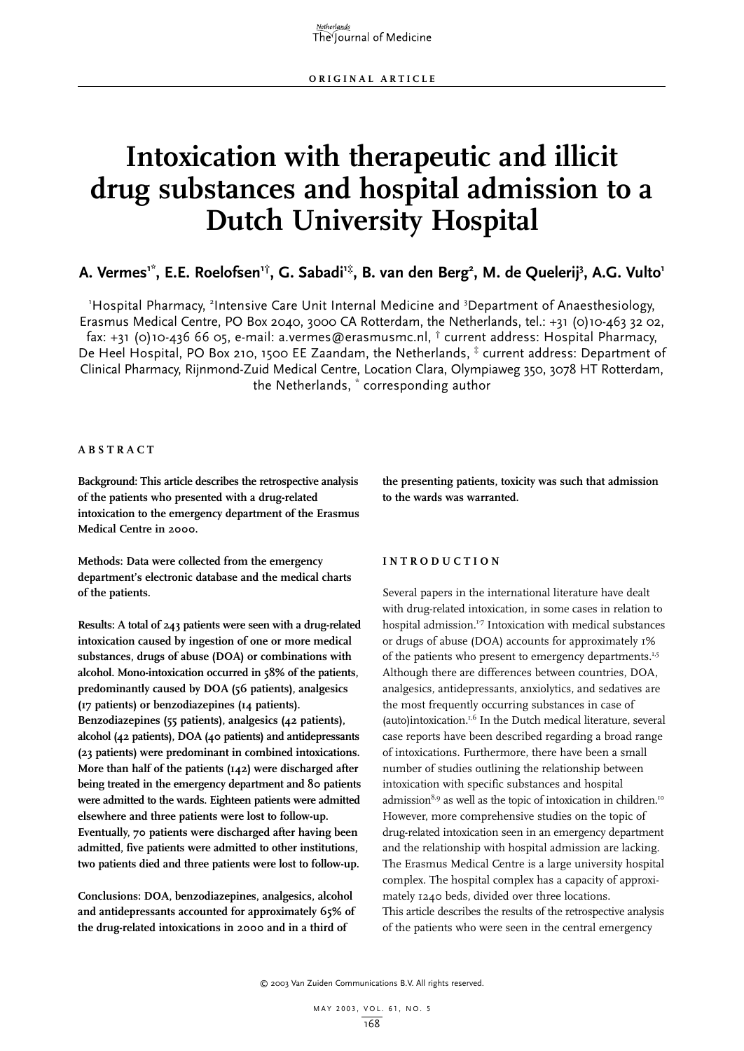ORIGINAL ARTICLE

# Intoxication with therapeutic and illicit drug substances and hospital admission to a Dutch University Hospital

**A. Vermes[1*], E.E. Roelofsen[1†], G. Sabadi[1‡], B. van den Berg[2], M. de Quelerij[3], A.G. Vulto[1]**

[1]Hospital Pharmacy, [2]Intensive Care Unit Internal Medicine and [3]Department of Anaesthesiology, Erasmus Medical Centre, PO Box 2040, 3000 CA Rotterdam, the Netherlands, tel.: +31 (0)10-463 32 02, fax: +31 (0)10-436 66 05, e-mail: a.vermes@erasmusmc.nl, [†] current address: Hospital Pharmacy, De Heel Hospital, PO Box 210, 1500 EE Zaandam, the Netherlands, [‡] current address: Department of Clinical Pharmacy, Rijnmond-Zuid Medical Centre, Location Clara, Olympiaweg 350, 3078 HT Rotterdam, the Netherlands, [*] corresponding author

## ABSTRACT

**Background: This article describes the retrospective analysis of the patients who presented with a drug-related intoxication to the emergency department of the Erasmus Medical Centre in 2000.**

**Methods: Data were collected from the emergency department's electronic database and the medical charts of the patients.**

**Results: A total of 243 patients were seen with a drug-related intoxication caused by ingestion of one or more medical substances, drugs of abuse (DOA) or combinations with alcohol. Mono-intoxication occurred in 58% of the patients, predominantly caused by DOA (56 patients), analgesics (17 patients) or benzodiazepines (14 patients). Benzodiazepines (55 patients), analgesics (42 patients), alcohol (42 patients), DOA (40 patients) and antidepressants (23 patients) were predominant in combined intoxications. More than half of the patients (142) were discharged after being treated in the emergency department and 80 patients were admitted to the wards. Eighteen patients were admitted elsewhere and three patients were lost to follow-up. Eventually, 70 patients were discharged after having been admitted, five patients were admitted to other institutions, two patients died and three patients were lost to follow-up.**

**Conclusions: DOA, benzodiazepines, analgesics, alcohol and antidepressants accounted for approximately 65% of the drug-related intoxications in 2000 and in a third of the presenting patients, toxicity was such that admission to the wards was warranted.**

## INTRODUCTION

Several papers in the international literature have dealt with drug-related intoxication, in some cases in relation to hospital admission.[1-7] Intoxication with medical substances or drugs of abuse (DOA) accounts for approximately 1% of the patients who present to emergency departments.[1,5] Although there are differences between countries, DOA, analgesics, antidepressants, anxiolytics, and sedatives are the most frequently occurring substances in case of (auto)intoxication.[1,6] In the Dutch medical literature, several case reports have been described regarding a broad range of intoxications. Furthermore, there have been a small number of studies outlining the relationship between intoxication with specific substances and hospital admission[8,9] as well as the topic of intoxication in children.[10] However, more comprehensive studies on the topic of drug-related intoxication seen in an emergency department and the relationship with hospital admission are lacking. The Erasmus Medical Centre is a large university hospital complex. The hospital complex has a capacity of approximately 1240 beds, divided over three locations.

This article describes the results of the retrospective analysis of the patients who were seen in the central emergency

© 2003 Van Zuiden Communications B.V. All rights reserved.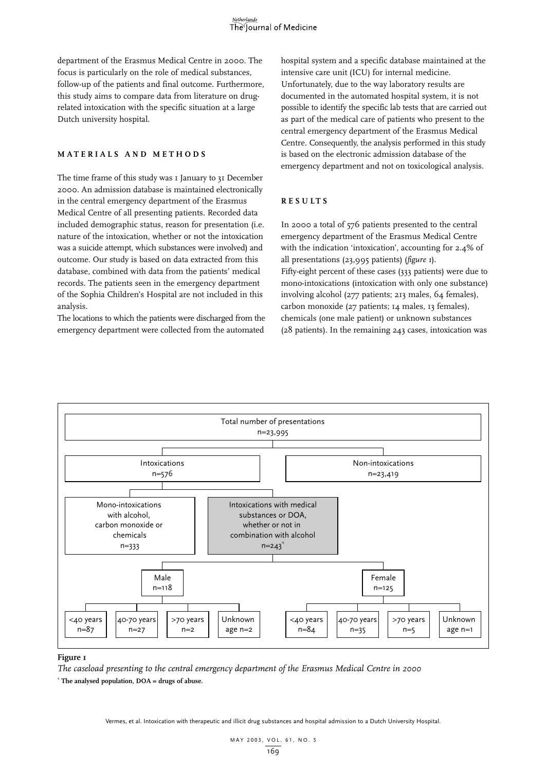department of the Erasmus Medical Centre in 2000. The focus is particularly on the role of medical substances, follow-up of the patients and final outcome. Furthermore, this study aims to compare data from literature on drug-related intoxication with the specific situation at a large Dutch university hospital.

## MATERIALS AND METHODS

The time frame of this study was 1 January to 31 December 2000. An admission database is maintained electronically in the central emergency department of the Erasmus Medical Centre of all presenting patients. Recorded data included demographic status, reason for presentation (i.e. nature of the intoxication, whether or not the intoxication was a suicide attempt, which substances were involved) and outcome. Our study is based on data extracted from this database, combined with data from the patients' medical records. The patients seen in the emergency department of the Sophia Children's Hospital are not included in this analysis.

The locations to which the patients were discharged from the emergency department were collected from the automated hospital system and a specific database maintained at the intensive care unit (ICU) for internal medicine. Unfortunately, due to the way laboratory results are documented in the automated hospital system, it is not possible to identify the specific lab tests that are carried out as part of the medical care of patients who present to the central emergency department of the Erasmus Medical Centre. Consequently, the analysis performed in this study is based on the electronic admission database of the emergency department and not on toxicological analysis.

## RESULTS

In 2000 a total of 576 patients presented to the central emergency department of the Erasmus Medical Centre with the indication 'intoxication', accounting for 2.4% of all presentations (23,995 patients) (*figure 1*).

Fifty-eight percent of these cases (333 patients) were due to mono-intoxications (intoxication with only one substance) involving alcohol (277 patients; 213 males, 64 females), carbon monoxide (27 patients; 14 males, 13 females), chemicals (one male patient) or unknown substances (28 patients). In the remaining 243 cases, intoxication was

Total number of presentations n=23,995
- Intoxications n=576
  - Mono-intoxications with alcohol, carbon monoxide or chemicals n=333
  - Intoxications with medical substances or DOA, whether or not in combination with alcohol n=243*
    - Male n=118
      - <40 years n=87
      - 40-70 years n=27
      - >70 years n=2
      - Unknown age n=2
    - Female n=125
      - <40 years n=84
      - 40-70 years n=35
      - >70 years n=5
      - Unknown age n=1
- Non-intoxications n=23,419

**Figure 1**

*The caseload presenting to the central emergency department of the Erasmus Medical Centre in 2000*

* **The analysed population, DOA = drugs of abuse.**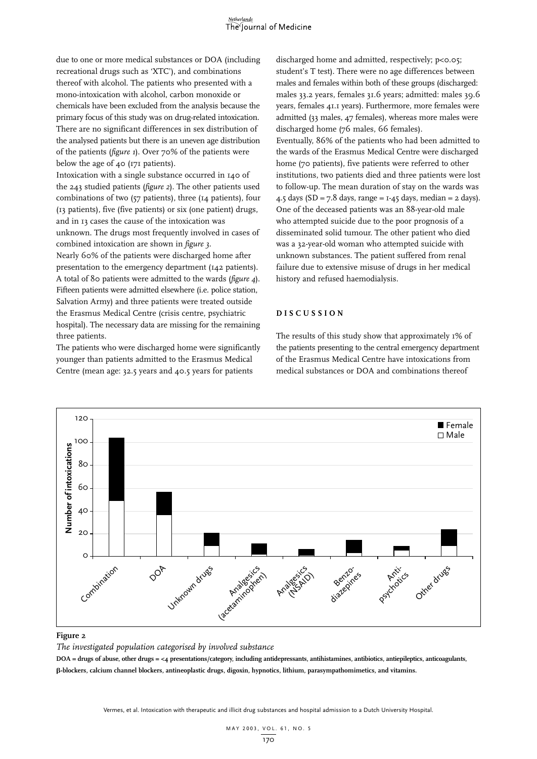due to one or more medical substances or DOA (including recreational drugs such as 'XTC'), and combinations thereof with alcohol. The patients who presented with a mono-intoxication with alcohol, carbon monoxide or chemicals have been excluded from the analysis because the primary focus of this study was on drug-related intoxication. There are no significant differences in sex distribution of the analysed patients but there is an uneven age distribution of the patients (*figure 1*). Over 70% of the patients were below the age of 40 (171 patients).

Intoxication with a single substance occurred in 140 of the 243 studied patients (*figure 2*). The other patients used combinations of two (57 patients), three (14 patients), four (13 patients), five (five patients) or six (one patient) drugs, and in 13 cases the cause of the intoxication was unknown. The drugs most frequently involved in cases of combined intoxication are shown in *figure 3*.

Nearly 60% of the patients were discharged home after presentation to the emergency department (142 patients). A total of 80 patients were admitted to the wards (*figure 4*). Fifteen patients were admitted elsewhere (i.e. police station, Salvation Army) and three patients were treated outside the Erasmus Medical Centre (crisis centre, psychiatric hospital). The necessary data are missing for the remaining three patients.

The patients who were discharged home were significantly younger than patients admitted to the Erasmus Medical Centre (mean age: 32.5 years and 40.5 years for patients discharged home and admitted, respectively; $p<0.05$; student's T test). There were no age differences between males and females within both of these groups (discharged: males 33.2 years, females 31.6 years; admitted: males 39.6 years, females 41.1 years). Furthermore, more females were admitted (33 males, 47 females), whereas more males were discharged home (76 males, 66 females).

Eventually, 86% of the patients who had been admitted to the wards of the Erasmus Medical Centre were discharged home (70 patients), five patients were referred to other institutions, two patients died and three patients were lost to follow-up. The mean duration of stay on the wards was 4.5 days (SD = 7.8 days, range = 1-45 days, median = 2 days). One of the deceased patients was an 88-year-old male who attempted suicide due to the poor prognosis of a disseminated solid tumour. The other patient who died was a 32-year-old woman who attempted suicide with unknown substances. The patient suffered from renal failure due to extensive misuse of drugs in her medical history and refused haemodialysis.

## DISCUSSION

The results of this study show that approximately 1% of the patients presenting to the central emergency department of the Erasmus Medical Centre have intoxications from medical substances or DOA and combinations thereof

**Figure 2**

*The investigated population categorised by involved substance*

**DOA = drugs of abuse, other drugs = <4 presentations/category, including antidepressants, antihistamines, antibiotics, antiepileptics, anticoagulants, β-blockers, calcium channel blockers, antineoplastic drugs, digoxin, hypnotics, lithium, parasympathomimetics, and vitamins.**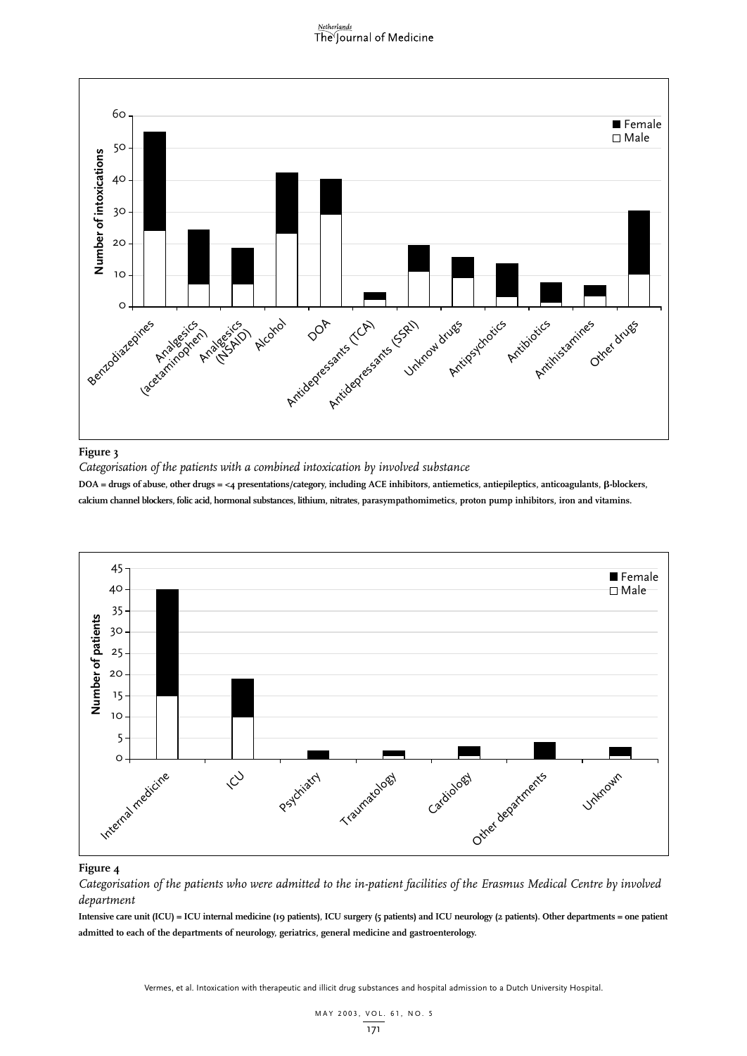**Figure 3**

*Categorisation of the patients with a combined intoxication by involved substance*

**DOA = drugs of abuse, other drugs = <4 presentations/category, including ACE inhibitors, antiemetics, antiepileptics, anticoagulants, β-blockers, calcium channel blockers, folic acid, hormonal substances, lithium, nitrates, parasympathomimetics, proton pump inhibitors, iron and vitamins.**

**Figure 4**

*Categorisation of the patients who were admitted to the in-patient facilities of the Erasmus Medical Centre by involved department*

**Intensive care unit (ICU) = ICU internal medicine (19 patients), ICU surgery (5 patients) and ICU neurology (2 patients). Other departments = one patient admitted to each of the departments of neurology, geriatrics, general medicine and gastroenterology.**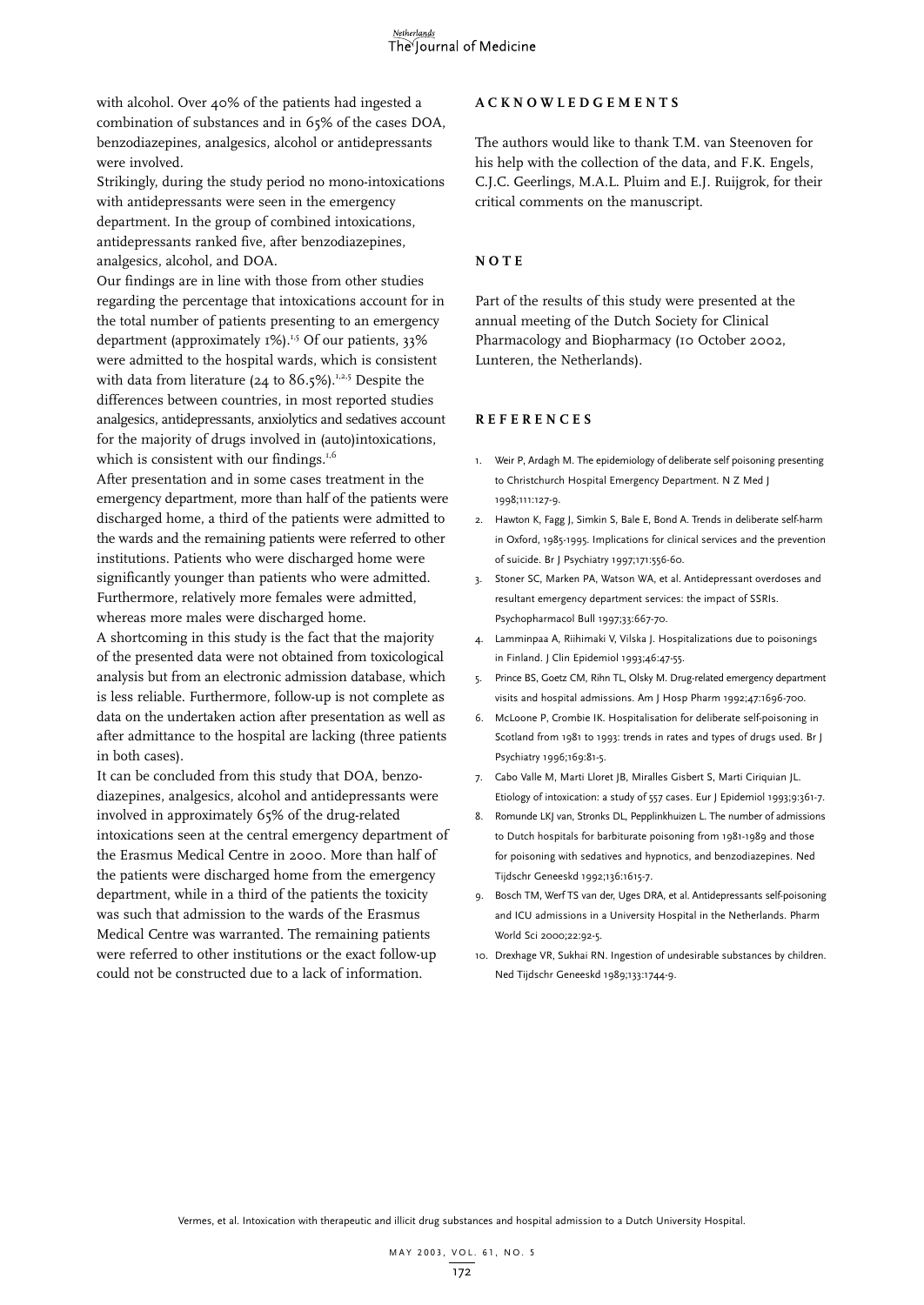with alcohol. Over 40% of the patients had ingested a combination of substances and in 65% of the cases DOA, benzodiazepines, analgesics, alcohol or antidepressants were involved.

Strikingly, during the study period no mono-intoxications with antidepressants were seen in the emergency department. In the group of combined intoxications, antidepressants ranked five, after benzodiazepines, analgesics, alcohol, and DOA.

Our findings are in line with those from other studies regarding the percentage that intoxications account for in the total number of patients presenting to an emergency department (approximately 1%).[1,5] Of our patients, 33% were admitted to the hospital wards, which is consistent with data from literature (24 to 86.5%).[1,2,5] Despite the differences between countries, in most reported studies analgesics, antidepressants, anxiolytics and sedatives account for the majority of drugs involved in (auto)intoxications, which is consistent with our findings.[1,6]

After presentation and in some cases treatment in the emergency department, more than half of the patients were discharged home, a third of the patients were admitted to the wards and the remaining patients were referred to other institutions. Patients who were discharged home were significantly younger than patients who were admitted. Furthermore, relatively more females were admitted, whereas more males were discharged home.

A shortcoming in this study is the fact that the majority of the presented data were not obtained from toxicological analysis but from an electronic admission database, which is less reliable. Furthermore, follow-up is not complete as data on the undertaken action after presentation as well as after admittance to the hospital are lacking (three patients in both cases).

It can be concluded from this study that DOA, benzodiazepines, analgesics, alcohol and antidepressants were involved in approximately 65% of the drug-related intoxications seen at the central emergency department of the Erasmus Medical Centre in 2000. More than half of the patients were discharged home from the emergency department, while in a third of the patients the toxicity was such that admission to the wards of the Erasmus Medical Centre was warranted. The remaining patients were referred to other institutions or the exact follow-up could not be constructed due to a lack of information.

## ACKNOWLEDGEMENTS

The authors would like to thank T.M. van Steenoven for his help with the collection of the data, and F.K. Engels, C.J.C. Geerlings, M.A.L. Pluim and E.J. Ruijgrok, for their critical comments on the manuscript.

## NOTE

Part of the results of this study were presented at the annual meeting of the Dutch Society for Clinical Pharmacology and Biopharmacy (10 October 2002, Lunteren, the Netherlands).

## REFERENCES

1. Weir P, Ardagh M. The epidemiology of deliberate self poisoning presenting to Christchurch Hospital Emergency Department. N Z Med J 1998;111:127-9.
2. Hawton K, Fagg J, Simkin S, Bale E, Bond A. Trends in deliberate self-harm in Oxford, 1985-1995. Implications for clinical services and the prevention of suicide. Br J Psychiatry 1997;171:556-60.
3. Stoner SC, Marken PA, Watson WA, et al. Antidepressant overdoses and resultant emergency department services: the impact of SSRIs. Psychopharmacol Bull 1997;33:667-70.
4. Lamminpaa A, Riihimaki V, Vilska J. Hospitalizations due to poisonings in Finland. J Clin Epidemiol 1993;46:47-55.
5. Prince BS, Goetz CM, Rihn TL, Olsky M. Drug-related emergency department visits and hospital admissions. Am J Hosp Pharm 1992;47:1696-700.
6. McLoone P, Crombie IK. Hospitalisation for deliberate self-poisoning in Scotland from 1981 to 1993: trends in rates and types of drugs used. Br J Psychiatry 1996;169:81-5.
7. Cabo Valle M, Marti Lloret JB, Miralles Gisbert S, Marti Ciriquian JL. Etiology of intoxication: a study of 557 cases. Eur J Epidemiol 1993;9:361-7.
8. Romunde LKJ van, Stronks DL, Pepplinkhuizen L. The number of admissions to Dutch hospitals for barbiturate poisoning from 1981-1989 and those for poisoning with sedatives and hypnotics, and benzodiazepines. Ned Tijdschr Geneeskd 1992;136:1615-7.
9. Bosch TM, Werf TS van der, Uges DRA, et al. Antidepressants self-poisoning and ICU admissions in a University Hospital in the Netherlands. Pharm World Sci 2000;22:92-5.
10. Drexhage VR, Sukhai RN. Ingestion of undesirable substances by children. Ned Tijdschr Geneeskd 1989;133:1744-9.